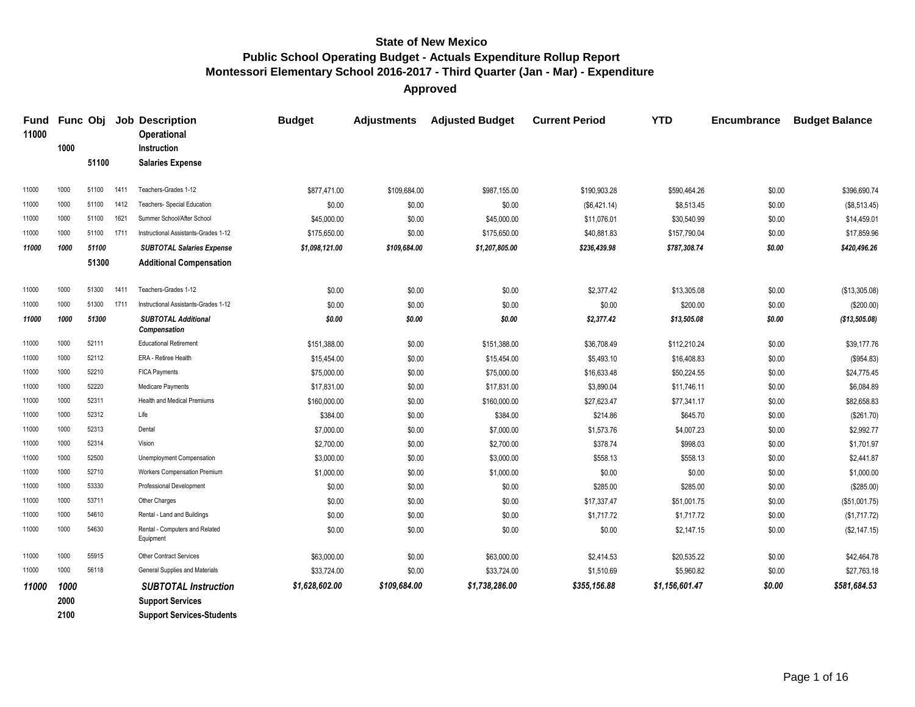**State of New Mexico**
**Public School Operating Budget - Actuals Expenditure Rollup Report**
**Montessori Elementary School 2016-2017 - Third Quarter (Jan - Mar) - Expenditure**
**Approved**

| Fund | Func | Obj | Job | Description | Budget | Adjustments | Adjusted Budget | Current Period | YTD | Encumbrance | Budget Balance |
|---|---|---|---|---|---|---|---|---|---|---|---|
| **11000** | | | | **Operational** | | | | | | | |
| | **1000** | | | **Instruction** | | | | | | | |
| | | **51100** | | **Salaries Expense** | | | | | | | |
| 11000 | 1000 | 51100 | 1411 | Teachers-Grades 1-12 | $877,471.00 | $109,684.00 | $987,155.00 | $190,903.28 | $590,464.26 | $0.00 | $396,690.74 |
| 11000 | 1000 | 51100 | 1412 | Teachers- Special Education | $0.00 | $0.00 | $0.00 | ($6,421.14) | $8,513.45 | $0.00 | ($8,513.45) |
| 11000 | 1000 | 51100 | 1621 | Summer School/After School | $45,000.00 | $0.00 | $45,000.00 | $11,076.01 | $30,540.99 | $0.00 | $14,459.01 |
| 11000 | 1000 | 51100 | 1711 | Instructional Assistants-Grades 1-12 | $175,650.00 | $0.00 | $175,650.00 | $40,881.83 | $157,790.04 | $0.00 | $17,859.96 |
| ***11000*** | ***1000*** | ***51100*** | | ***SUBTOTAL Salaries Expense*** | ***$1,098,121.00*** | ***$109,684.00*** | ***$1,207,805.00*** | ***$236,439.98*** | ***$787,308.74*** | ***$0.00*** | ***$420,496.26*** |
| | | **51300** | | **Additional Compensation** | | | | | | | |
| 11000 | 1000 | 51300 | 1411 | Teachers-Grades 1-12 | $0.00 | $0.00 | $0.00 | $2,377.42 | $13,305.08 | $0.00 | ($13,305.08) |
| 11000 | 1000 | 51300 | 1711 | Instructional Assistants-Grades 1-12 | $0.00 | $0.00 | $0.00 | $0.00 | $200.00 | $0.00 | ($200.00) |
| ***11000*** | ***1000*** | ***51300*** | | ***SUBTOTAL Additional Compensation*** | ***$0.00*** | ***$0.00*** | ***$0.00*** | ***$2,377.42*** | ***$13,505.08*** | ***$0.00*** | ***($13,505.08)*** |
| 11000 | 1000 | 52111 | | Educational Retirement | $151,388.00 | $0.00 | $151,388.00 | $36,708.49 | $112,210.24 | $0.00 | $39,177.76 |
| 11000 | 1000 | 52112 | | ERA - Retiree Health | $15,454.00 | $0.00 | $15,454.00 | $5,493.10 | $16,408.83 | $0.00 | ($954.83) |
| 11000 | 1000 | 52210 | | FICA Payments | $75,000.00 | $0.00 | $75,000.00 | $16,633.48 | $50,224.55 | $0.00 | $24,775.45 |
| 11000 | 1000 | 52220 | | Medicare Payments | $17,831.00 | $0.00 | $17,831.00 | $3,890.04 | $11,746.11 | $0.00 | $6,084.89 |
| 11000 | 1000 | 52311 | | Health and Medical Premiums | $160,000.00 | $0.00 | $160,000.00 | $27,623.47 | $77,341.17 | $0.00 | $82,658.83 |
| 11000 | 1000 | 52312 | | Life | $384.00 | $0.00 | $384.00 | $214.86 | $645.70 | $0.00 | ($261.70) |
| 11000 | 1000 | 52313 | | Dental | $7,000.00 | $0.00 | $7,000.00 | $1,573.76 | $4,007.23 | $0.00 | $2,992.77 |
| 11000 | 1000 | 52314 | | Vision | $2,700.00 | $0.00 | $2,700.00 | $378.74 | $998.03 | $0.00 | $1,701.97 |
| 11000 | 1000 | 52500 | | Unemployment Compensation | $3,000.00 | $0.00 | $3,000.00 | $558.13 | $558.13 | $0.00 | $2,441.87 |
| 11000 | 1000 | 52710 | | Workers Compensation Premium | $1,000.00 | $0.00 | $1,000.00 | $0.00 | $0.00 | $0.00 | $1,000.00 |
| 11000 | 1000 | 53330 | | Professional Development | $0.00 | $0.00 | $0.00 | $285.00 | $285.00 | $0.00 | ($285.00) |
| 11000 | 1000 | 53711 | | Other Charges | $0.00 | $0.00 | $0.00 | $17,337.47 | $51,001.75 | $0.00 | ($51,001.75) |
| 11000 | 1000 | 54610 | | Rental - Land and Buildings | $0.00 | $0.00 | $0.00 | $1,717.72 | $1,717.72 | $0.00 | ($1,717.72) |
| 11000 | 1000 | 54630 | | Rental - Computers and Related Equipment | $0.00 | $0.00 | $0.00 | $0.00 | $2,147.15 | $0.00 | ($2,147.15) |
| 11000 | 1000 | 55915 | | Other Contract Services | $63,000.00 | $0.00 | $63,000.00 | $2,414.53 | $20,535.22 | $0.00 | $42,464.78 |
| 11000 | 1000 | 56118 | | General Supplies and Materials | $33,724.00 | $0.00 | $33,724.00 | $1,510.69 | $5,960.82 | $0.00 | $27,763.18 |
| ***11000*** | ***1000*** | | | ***SUBTOTAL Instruction*** | ***$1,628,602.00*** | ***$109,684.00*** | ***$1,738,286.00*** | ***$355,156.88*** | ***$1,156,601.47*** | ***$0.00*** | ***$581,684.53*** |
| | **2000** | | | **Support Services** | | | | | | | |
| | **2100** | | | **Support Services-Students** | | | | | | | |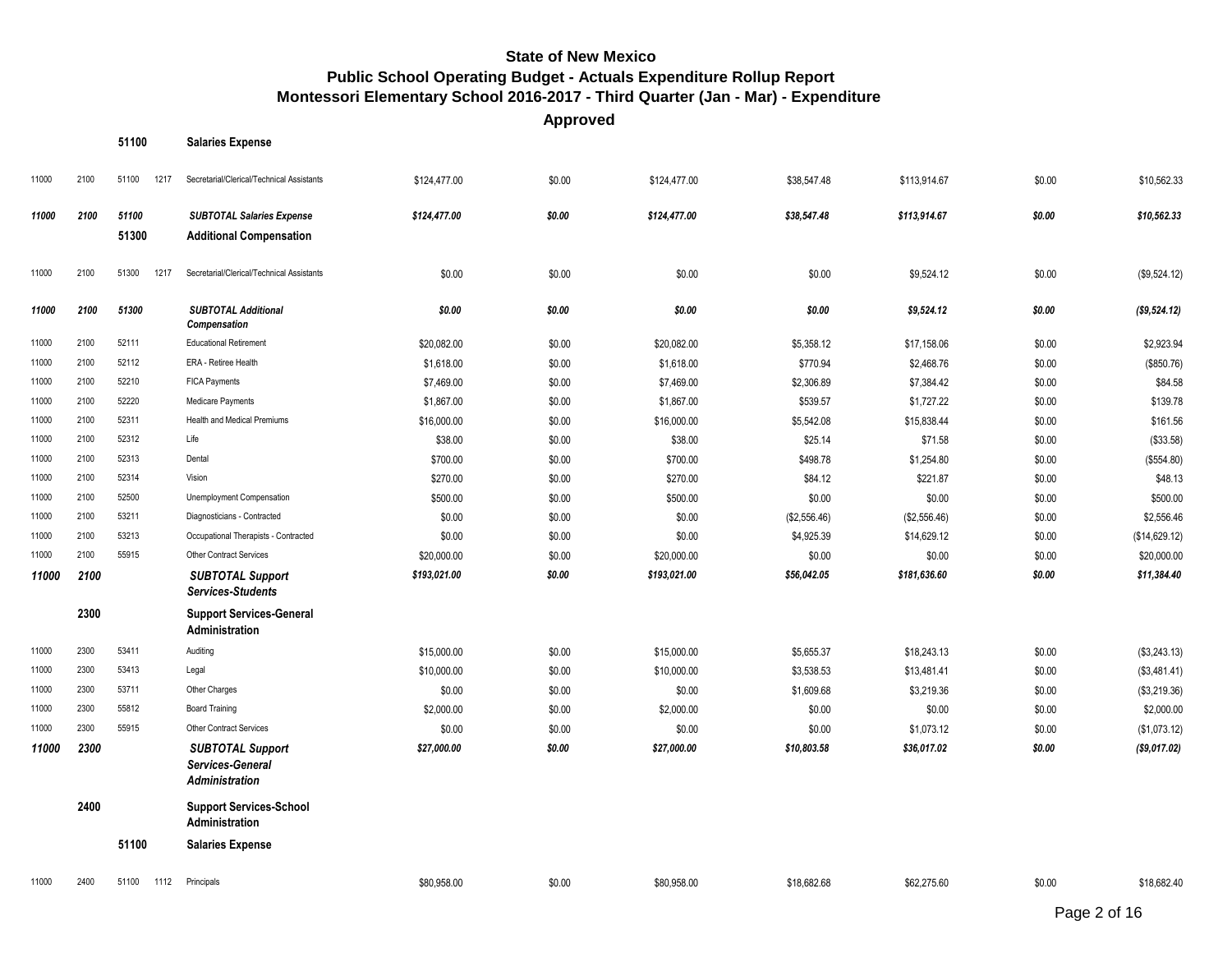# State of New Mexico
## Public School Operating Budget - Actuals Expenditure Rollup Report
## Montessori Elementary School 2016-2017 - Third Quarter (Jan - Mar) - Expenditure

**Approved**

| | | | | | | | | | | | |
|---|---|---|---|---|---|---|---|---|---|---|---|
| | | **51100** | | **Salaries Expense** | | | | | | | |
| 11000 | 2100 | 51100 | 1217 | Secretarial/Clerical/Technical Assistants | $124,477.00 | $0.00 | $124,477.00 | $38,547.48 | $113,914.67 | $0.00 | $10,562.33 |
| ***11000*** | ***2100*** | ***51100*** | | ***SUBTOTAL Salaries Expense*** | ***$124,477.00*** | ***$0.00*** | ***$124,477.00*** | ***$38,547.48*** | ***$113,914.67*** | ***$0.00*** | ***$10,562.33*** |
| | | **51300** | | **Additional Compensation** | | | | | | | |
| 11000 | 2100 | 51300 | 1217 | Secretarial/Clerical/Technical Assistants | $0.00 | $0.00 | $0.00 | $0.00 | $9,524.12 | $0.00 | ($9,524.12) |
| ***11000*** | ***2100*** | ***51300*** | | ***SUBTOTAL Additional Compensation*** | ***$0.00*** | ***$0.00*** | ***$0.00*** | ***$0.00*** | ***$9,524.12*** | ***$0.00*** | ***($9,524.12)*** |
| 11000 | 2100 | 52111 | | Educational Retirement | $20,082.00 | $0.00 | $20,082.00 | $5,358.12 | $17,158.06 | $0.00 | $2,923.94 |
| 11000 | 2100 | 52112 | | ERA - Retiree Health | $1,618.00 | $0.00 | $1,618.00 | $770.94 | $2,468.76 | $0.00 | ($850.76) |
| 11000 | 2100 | 52210 | | FICA Payments | $7,469.00 | $0.00 | $7,469.00 | $2,306.89 | $7,384.42 | $0.00 | $84.58 |
| 11000 | 2100 | 52220 | | Medicare Payments | $1,867.00 | $0.00 | $1,867.00 | $539.57 | $1,727.22 | $0.00 | $139.78 |
| 11000 | 2100 | 52311 | | Health and Medical Premiums | $16,000.00 | $0.00 | $16,000.00 | $5,542.08 | $15,838.44 | $0.00 | $161.56 |
| 11000 | 2100 | 52312 | | Life | $38.00 | $0.00 | $38.00 | $25.14 | $71.58 | $0.00 | ($33.58) |
| 11000 | 2100 | 52313 | | Dental | $700.00 | $0.00 | $700.00 | $498.78 | $1,254.80 | $0.00 | ($554.80) |
| 11000 | 2100 | 52314 | | Vision | $270.00 | $0.00 | $270.00 | $84.12 | $221.87 | $0.00 | $48.13 |
| 11000 | 2100 | 52500 | | Unemployment Compensation | $500.00 | $0.00 | $500.00 | $0.00 | $0.00 | $0.00 | $500.00 |
| 11000 | 2100 | 53211 | | Diagnosticians - Contracted | $0.00 | $0.00 | $0.00 | ($2,556.46) | ($2,556.46) | $0.00 | $2,556.46 |
| 11000 | 2100 | 53213 | | Occupational Therapists - Contracted | $0.00 | $0.00 | $0.00 | $4,925.39 | $14,629.12 | $0.00 | ($14,629.12) |
| 11000 | 2100 | 55915 | | Other Contract Services | $20,000.00 | $0.00 | $20,000.00 | $0.00 | $0.00 | $0.00 | $20,000.00 |
| ***11000*** | ***2100*** | | | ***SUBTOTAL Support Services-Students*** | ***$193,021.00*** | ***$0.00*** | ***$193,021.00*** | ***$56,042.05*** | ***$181,636.60*** | ***$0.00*** | ***$11,384.40*** |
| | **2300** | | | **Support Services-General Administration** | | | | | | | |
| 11000 | 2300 | 53411 | | Auditing | $15,000.00 | $0.00 | $15,000.00 | $5,655.37 | $18,243.13 | $0.00 | ($3,243.13) |
| 11000 | 2300 | 53413 | | Legal | $10,000.00 | $0.00 | $10,000.00 | $3,538.53 | $13,481.41 | $0.00 | ($3,481.41) |
| 11000 | 2300 | 53711 | | Other Charges | $0.00 | $0.00 | $0.00 | $1,609.68 | $3,219.36 | $0.00 | ($3,219.36) |
| 11000 | 2300 | 55812 | | Board Training | $2,000.00 | $0.00 | $2,000.00 | $0.00 | $0.00 | $0.00 | $2,000.00 |
| 11000 | 2300 | 55915 | | Other Contract Services | $0.00 | $0.00 | $0.00 | $0.00 | $1,073.12 | $0.00 | ($1,073.12) |
| ***11000*** | ***2300*** | | | ***SUBTOTAL Support Services-General Administration*** | ***$27,000.00*** | ***$0.00*** | ***$27,000.00*** | ***$10,803.58*** | ***$36,017.02*** | ***$0.00*** | ***($9,017.02)*** |
| | **2400** | | | **Support Services-School Administration** | | | | | | | |
| | | **51100** | | **Salaries Expense** | | | | | | | |
| 11000 | 2400 | 51100 | 1112 | Principals | $80,958.00 | $0.00 | $80,958.00 | $18,682.68 | $62,275.60 | $0.00 | $18,682.40 |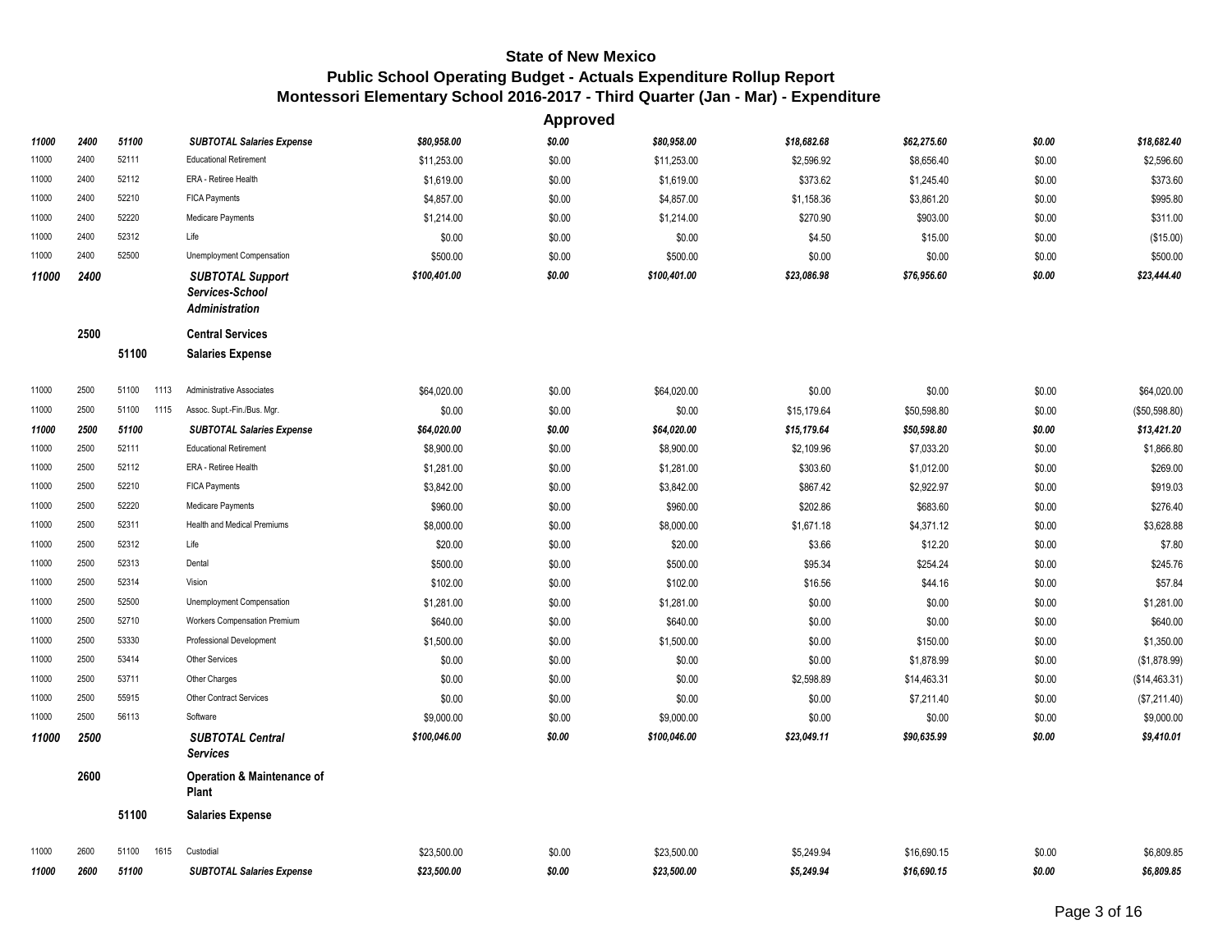# State of New Mexico
## Public School Operating Budget - Actuals Expenditure Rollup Report
## Montessori Elementary School 2016-2017 - Third Quarter (Jan - Mar) - Expenditure

| | | | | | Approved | | | | | | |
|---|---|---|---|---|---|---|---|---|---|---|---|
| ***11000*** | ***2400*** | ***51100*** | | ***SUBTOTAL Salaries Expense*** | ***$80,958.00*** | ***$0.00*** | ***$80,958.00*** | ***$18,682.68*** | ***$62,275.60*** | ***$0.00*** | ***$18,682.40*** |
| 11000 | 2400 | 52111 | | Educational Retirement | $11,253.00 | $0.00 | $11,253.00 | $2,596.92 | $8,656.40 | $0.00 | $2,596.60 |
| 11000 | 2400 | 52112 | | ERA - Retiree Health | $1,619.00 | $0.00 | $1,619.00 | $373.62 | $1,245.40 | $0.00 | $373.60 |
| 11000 | 2400 | 52210 | | FICA Payments | $4,857.00 | $0.00 | $4,857.00 | $1,158.36 | $3,861.20 | $0.00 | $995.80 |
| 11000 | 2400 | 52220 | | Medicare Payments | $1,214.00 | $0.00 | $1,214.00 | $270.90 | $903.00 | $0.00 | $311.00 |
| 11000 | 2400 | 52312 | | Life | $0.00 | $0.00 | $0.00 | $4.50 | $15.00 | $0.00 | ($15.00) |
| 11000 | 2400 | 52500 | | Unemployment Compensation | $500.00 | $0.00 | $500.00 | $0.00 | $0.00 | $0.00 | $500.00 |
| ***11000*** | ***2400*** | | | ***SUBTOTAL Support Services-School Administration*** | ***$100,401.00*** | ***$0.00*** | ***$100,401.00*** | ***$23,086.98*** | ***$76,956.60*** | ***$0.00*** | ***$23,444.40*** |
| | **2500** | | | **Central Services** | | | | | | | |
| | | **51100** | | **Salaries Expense** | | | | | | | |
| 11000 | 2500 | 51100 | 1113 | Administrative Associates | $64,020.00 | $0.00 | $64,020.00 | $0.00 | $0.00 | $0.00 | $64,020.00 |
| 11000 | 2500 | 51100 | 1115 | Assoc. Supt.-Fin./Bus. Mgr. | $0.00 | $0.00 | $0.00 | $15,179.64 | $50,598.80 | $0.00 | ($50,598.80) |
| ***11000*** | ***2500*** | ***51100*** | | ***SUBTOTAL Salaries Expense*** | ***$64,020.00*** | ***$0.00*** | ***$64,020.00*** | ***$15,179.64*** | ***$50,598.80*** | ***$0.00*** | ***$13,421.20*** |
| 11000 | 2500 | 52111 | | Educational Retirement | $8,900.00 | $0.00 | $8,900.00 | $2,109.96 | $7,033.20 | $0.00 | $1,866.80 |
| 11000 | 2500 | 52112 | | ERA - Retiree Health | $1,281.00 | $0.00 | $1,281.00 | $303.60 | $1,012.00 | $0.00 | $269.00 |
| 11000 | 2500 | 52210 | | FICA Payments | $3,842.00 | $0.00 | $3,842.00 | $867.42 | $2,922.97 | $0.00 | $919.03 |
| 11000 | 2500 | 52220 | | Medicare Payments | $960.00 | $0.00 | $960.00 | $202.86 | $683.60 | $0.00 | $276.40 |
| 11000 | 2500 | 52311 | | Health and Medical Premiums | $8,000.00 | $0.00 | $8,000.00 | $1,671.18 | $4,371.12 | $0.00 | $3,628.88 |
| 11000 | 2500 | 52312 | | Life | $20.00 | $0.00 | $20.00 | $3.66 | $12.20 | $0.00 | $7.80 |
| 11000 | 2500 | 52313 | | Dental | $500.00 | $0.00 | $500.00 | $95.34 | $254.24 | $0.00 | $245.76 |
| 11000 | 2500 | 52314 | | Vision | $102.00 | $0.00 | $102.00 | $16.56 | $44.16 | $0.00 | $57.84 |
| 11000 | 2500 | 52500 | | Unemployment Compensation | $1,281.00 | $0.00 | $1,281.00 | $0.00 | $0.00 | $0.00 | $1,281.00 |
| 11000 | 2500 | 52710 | | Workers Compensation Premium | $640.00 | $0.00 | $640.00 | $0.00 | $0.00 | $0.00 | $640.00 |
| 11000 | 2500 | 53330 | | Professional Development | $1,500.00 | $0.00 | $1,500.00 | $0.00 | $150.00 | $0.00 | $1,350.00 |
| 11000 | 2500 | 53414 | | Other Services | $0.00 | $0.00 | $0.00 | $0.00 | $1,878.99 | $0.00 | ($1,878.99) |
| 11000 | 2500 | 53711 | | Other Charges | $0.00 | $0.00 | $0.00 | $2,598.89 | $14,463.31 | $0.00 | ($14,463.31) |
| 11000 | 2500 | 55915 | | Other Contract Services | $0.00 | $0.00 | $0.00 | $0.00 | $7,211.40 | $0.00 | ($7,211.40) |
| 11000 | 2500 | 56113 | | Software | $9,000.00 | $0.00 | $9,000.00 | $0.00 | $0.00 | $0.00 | $9,000.00 |
| ***11000*** | ***2500*** | | | ***SUBTOTAL Central Services*** | ***$100,046.00*** | ***$0.00*** | ***$100,046.00*** | ***$23,049.11*** | ***$90,635.99*** | ***$0.00*** | ***$9,410.01*** |
| | **2600** | | | **Operation & Maintenance of Plant** | | | | | | | |
| | | **51100** | | **Salaries Expense** | | | | | | | |
| 11000 | 2600 | 51100 | 1615 | Custodial | $23,500.00 | $0.00 | $23,500.00 | $5,249.94 | $16,690.15 | $0.00 | $6,809.85 |
| ***11000*** | ***2600*** | ***51100*** | | ***SUBTOTAL Salaries Expense*** | ***$23,500.00*** | ***$0.00*** | ***$23,500.00*** | ***$5,249.94*** | ***$16,690.15*** | ***$0.00*** | ***$6,809.85*** |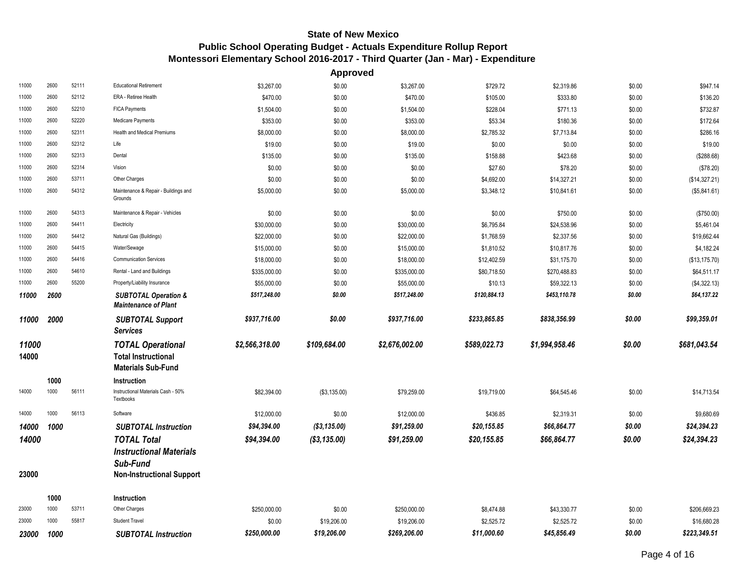# State of New Mexico
## Public School Operating Budget - Actuals Expenditure Rollup Report
## Montessori Elementary School 2016-2017 - Third Quarter (Jan - Mar) - Expenditure

| | | | | Approved | | | | | | |
|---|---|---|---|---|---|---|---|---|---|---|
| 11000 | 2600 | 52111 | Educational Retirement | $3,267.00 | $0.00 | $3,267.00 | $729.72 | $2,319.86 | $0.00 | $947.14 |
| 11000 | 2600 | 52112 | ERA - Retiree Health | $470.00 | $0.00 | $470.00 | $105.00 | $333.80 | $0.00 | $136.20 |
| 11000 | 2600 | 52210 | FICA Payments | $1,504.00 | $0.00 | $1,504.00 | $228.04 | $771.13 | $0.00 | $732.87 |
| 11000 | 2600 | 52220 | Medicare Payments | $353.00 | $0.00 | $353.00 | $53.34 | $180.36 | $0.00 | $172.64 |
| 11000 | 2600 | 52311 | Health and Medical Premiums | $8,000.00 | $0.00 | $8,000.00 | $2,785.32 | $7,713.84 | $0.00 | $286.16 |
| 11000 | 2600 | 52312 | Life | $19.00 | $0.00 | $19.00 | $0.00 | $0.00 | $0.00 | $19.00 |
| 11000 | 2600 | 52313 | Dental | $135.00 | $0.00 | $135.00 | $158.88 | $423.68 | $0.00 | ($288.68) |
| 11000 | 2600 | 52314 | Vision | $0.00 | $0.00 | $0.00 | $27.60 | $78.20 | $0.00 | ($78.20) |
| 11000 | 2600 | 53711 | Other Charges | $0.00 | $0.00 | $0.00 | $4,692.00 | $14,327.21 | $0.00 | ($14,327.21) |
| 11000 | 2600 | 54312 | Maintenance & Repair - Buildings and Grounds | $5,000.00 | $0.00 | $5,000.00 | $3,348.12 | $10,841.61 | $0.00 | ($5,841.61) |
| 11000 | 2600 | 54313 | Maintenance & Repair - Vehicles | $0.00 | $0.00 | $0.00 | $0.00 | $750.00 | $0.00 | ($750.00) |
| 11000 | 2600 | 54411 | Electricity | $30,000.00 | $0.00 | $30,000.00 | $6,795.84 | $24,538.96 | $0.00 | $5,461.04 |
| 11000 | 2600 | 54412 | Natural Gas (Buildings) | $22,000.00 | $0.00 | $22,000.00 | $1,768.59 | $2,337.56 | $0.00 | $19,662.44 |
| 11000 | 2600 | 54415 | Water/Sewage | $15,000.00 | $0.00 | $15,000.00 | $1,810.52 | $10,817.76 | $0.00 | $4,182.24 |
| 11000 | 2600 | 54416 | Communication Services | $18,000.00 | $0.00 | $18,000.00 | $12,402.59 | $31,175.70 | $0.00 | ($13,175.70) |
| 11000 | 2600 | 54610 | Rental - Land and Buildings | $335,000.00 | $0.00 | $335,000.00 | $80,718.50 | $270,488.83 | $0.00 | $64,511.17 |
| 11000 | 2600 | 55200 | Property/Liability Insurance | $55,000.00 | $0.00 | $55,000.00 | $10.13 | $59,322.13 | $0.00 | ($4,322.13) |
| ***11000*** | ***2600*** | | ***SUBTOTAL Operation & Maintenance of Plant*** | ***$517,248.00*** | ***$0.00*** | ***$517,248.00*** | ***$120,884.13*** | ***$453,110.78*** | ***$0.00*** | ***$64,137.22*** |
| ***11000*** | ***2000*** | | ***SUBTOTAL Support Services*** | ***$937,716.00*** | ***$0.00*** | ***$937,716.00*** | ***$233,865.85*** | ***$838,356.99*** | ***$0.00*** | ***$99,359.01*** |
| ***11000*** | | | ***TOTAL Operational*** | ***$2,566,318.00*** | ***$109,684.00*** | ***$2,676,002.00*** | ***$589,022.73*** | ***$1,994,958.46*** | ***$0.00*** | ***$681,043.54*** |
| **14000** | | | **Total Instructional Materials Sub-Fund** | | | | | | | |
| | **1000** | | **Instruction** | | | | | | | |
| 14000 | 1000 | 56111 | Instructional Materials Cash - 50% Textbooks | $82,394.00 | ($3,135.00) | $79,259.00 | $19,719.00 | $64,545.46 | $0.00 | $14,713.54 |
| 14000 | 1000 | 56113 | Software | $12,000.00 | $0.00 | $12,000.00 | $436.85 | $2,319.31 | $0.00 | $9,680.69 |
| ***14000*** | ***1000*** | | ***SUBTOTAL Instruction*** | ***$94,394.00*** | ***($3,135.00)*** | ***$91,259.00*** | ***$20,155.85*** | ***$66,864.77*** | ***$0.00*** | ***$24,394.23*** |
| ***14000*** | | | ***TOTAL Total Instructional Materials Sub-Fund*** | ***$94,394.00*** | ***($3,135.00)*** | ***$91,259.00*** | ***$20,155.85*** | ***$66,864.77*** | ***$0.00*** | ***$24,394.23*** |
| **23000** | | | **Non-Instructional Support** | | | | | | | |
| | **1000** | | **Instruction** | | | | | | | |
| 23000 | 1000 | 53711 | Other Charges | $250,000.00 | $0.00 | $250,000.00 | $8,474.88 | $43,330.77 | $0.00 | $206,669.23 |
| 23000 | 1000 | 55817 | Student Travel | $0.00 | $19,206.00 | $19,206.00 | $2,525.72 | $2,525.72 | $0.00 | $16,680.28 |
| ***23000*** | ***1000*** | | ***SUBTOTAL Instruction*** | ***$250,000.00*** | ***$19,206.00*** | ***$269,206.00*** | ***$11,000.60*** | ***$45,856.49*** | ***$0.00*** | ***$223,349.51*** |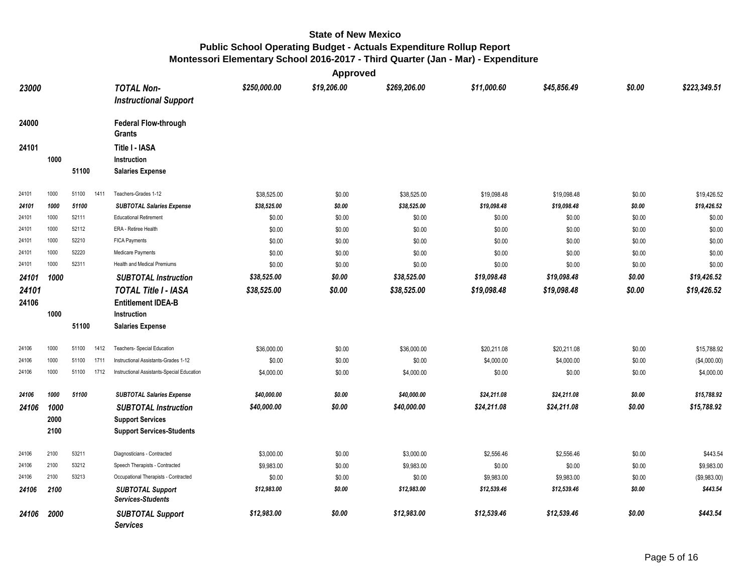# State of New Mexico
## Public School Operating Budget - Actuals Expenditure Rollup Report
## Montessori Elementary School 2016-2017 - Third Quarter (Jan - Mar) - Expenditure

**Approved**

| | | | | | | | | | | | |
|---|---|---|---|---|---|---|---|---|---|---|---|
| ***23000*** | | | | ***TOTAL Non-Instructional Support*** | ***$250,000.00*** | ***$19,206.00*** | ***$269,206.00*** | ***$11,000.60*** | ***$45,856.49*** | ***$0.00*** | ***$223,349.51*** |
| **24000** | | | | **Federal Flow-through Grants** | | | | | | | |
| **24101** | | | | **Title I - IASA** | | | | | | | |
| | **1000** | | | **Instruction** | | | | | | | |
| | | **51100** | | **Salaries Expense** | | | | | | | |
| 24101 | 1000 | 51100 | 1411 | Teachers-Grades 1-12 | $38,525.00 | $0.00 | $38,525.00 | $19,098.48 | $19,098.48 | $0.00 | $19,426.52 |
| *24101* | *1000* | *51100* | | ***SUBTOTAL Salaries Expense*** | *$38,525.00* | *$0.00* | *$38,525.00* | *$19,098.48* | *$19,098.48* | *$0.00* | *$19,426.52* |
| 24101 | 1000 | 52111 | | Educational Retirement | $0.00 | $0.00 | $0.00 | $0.00 | $0.00 | $0.00 | $0.00 |
| 24101 | 1000 | 52112 | | ERA - Retiree Health | $0.00 | $0.00 | $0.00 | $0.00 | $0.00 | $0.00 | $0.00 |
| 24101 | 1000 | 52210 | | FICA Payments | $0.00 | $0.00 | $0.00 | $0.00 | $0.00 | $0.00 | $0.00 |
| 24101 | 1000 | 52220 | | Medicare Payments | $0.00 | $0.00 | $0.00 | $0.00 | $0.00 | $0.00 | $0.00 |
| 24101 | 1000 | 52311 | | Health and Medical Premiums | $0.00 | $0.00 | $0.00 | $0.00 | $0.00 | $0.00 | $0.00 |
| ***24101*** | ***1000*** | | | ***SUBTOTAL Instruction*** | ***$38,525.00*** | ***$0.00*** | ***$38,525.00*** | ***$19,098.48*** | ***$19,098.48*** | ***$0.00*** | ***$19,426.52*** |
| ***24101*** | | | | ***TOTAL Title I - IASA*** | ***$38,525.00*** | ***$0.00*** | ***$38,525.00*** | ***$19,098.48*** | ***$19,098.48*** | ***$0.00*** | ***$19,426.52*** |
| **24106** | | | | **Entitlement IDEA-B** | | | | | | | |
| | **1000** | | | **Instruction** | | | | | | | |
| | | **51100** | | **Salaries Expense** | | | | | | | |
| 24106 | 1000 | 51100 | 1412 | Teachers- Special Education | $36,000.00 | $0.00 | $36,000.00 | $20,211.08 | $20,211.08 | $0.00 | $15,788.92 |
| 24106 | 1000 | 51100 | 1711 | Instructional Assistants-Grades 1-12 | $0.00 | $0.00 | $0.00 | $4,000.00 | $4,000.00 | $0.00 | ($4,000.00) |
| 24106 | 1000 | 51100 | 1712 | Instructional Assistants-Special Education | $4,000.00 | $0.00 | $4,000.00 | $0.00 | $0.00 | $0.00 | $4,000.00 |
| *24106* | *1000* | *51100* | | ***SUBTOTAL Salaries Expense*** | *$40,000.00* | *$0.00* | *$40,000.00* | *$24,211.08* | *$24,211.08* | *$0.00* | *$15,788.92* |
| ***24106*** | ***1000*** | | | ***SUBTOTAL Instruction*** | ***$40,000.00*** | ***$0.00*** | ***$40,000.00*** | ***$24,211.08*** | ***$24,211.08*** | ***$0.00*** | ***$15,788.92*** |
| | **2000** | | | **Support Services** | | | | | | | |
| | **2100** | | | **Support Services-Students** | | | | | | | |
| 24106 | 2100 | 53211 | | Diagnosticians - Contracted | $3,000.00 | $0.00 | $3,000.00 | $2,556.46 | $2,556.46 | $0.00 | $443.54 |
| 24106 | 2100 | 53212 | | Speech Therapists - Contracted | $9,983.00 | $0.00 | $9,983.00 | $0.00 | $0.00 | $0.00 | $9,983.00 |
| 24106 | 2100 | 53213 | | Occupational Therapists - Contracted | $0.00 | $0.00 | $0.00 | $9,983.00 | $9,983.00 | $0.00 | ($9,983.00) |
| ***24106*** | ***2100*** | | | ***SUBTOTAL Support Services-Students*** | ***$12,983.00*** | ***$0.00*** | ***$12,983.00*** | ***$12,539.46*** | ***$12,539.46*** | ***$0.00*** | ***$443.54*** |
| ***24106*** | ***2000*** | | | ***SUBTOTAL Support Services*** | ***$12,983.00*** | ***$0.00*** | ***$12,983.00*** | ***$12,539.46*** | ***$12,539.46*** | ***$0.00*** | ***$443.54*** |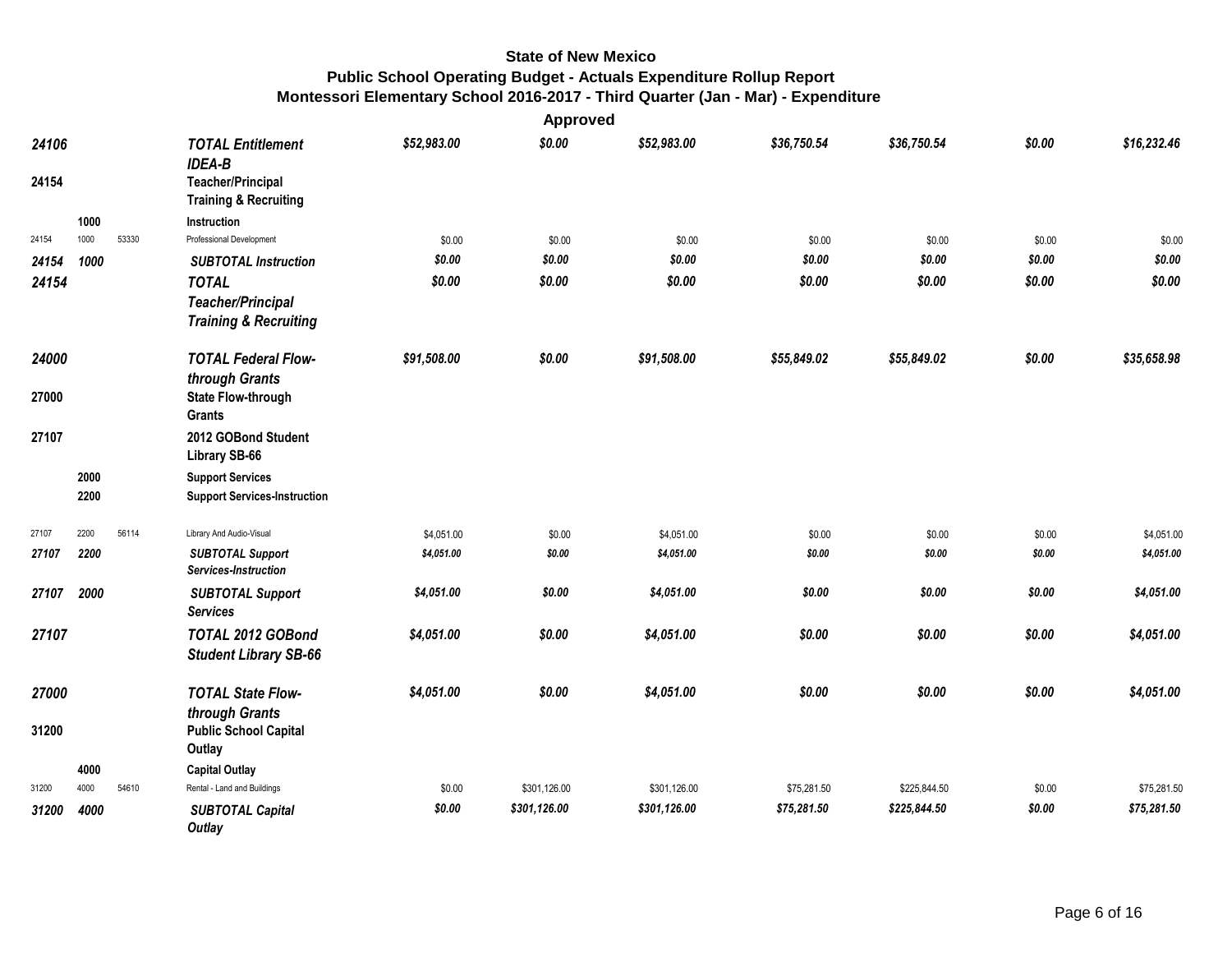**State of New Mexico**
**Public School Operating Budget - Actuals Expenditure Rollup Report**
**Montessori Elementary School 2016-2017 - Third Quarter (Jan - Mar) - Expenditure**

**Approved**

| | | | | | | | | | | |
|---|---|---|---|---|---|---|---|---|---|---|
| ***24106*** | | | ***TOTAL Entitlement IDEA-B*** | ***$52,983.00*** | ***$0.00*** | ***$52,983.00*** | ***$36,750.54*** | ***$36,750.54*** | ***$0.00*** | ***$16,232.46*** |
| **24154** | | | **Teacher/Principal Training & Recruiting** | | | | | | | |
| | **1000** | | **Instruction** | | | | | | | |
| 24154 | 1000 | 53330 | Professional Development | $0.00 | $0.00 | $0.00 | $0.00 | $0.00 | $0.00 | $0.00 |
| ***24154*** | ***1000*** | | ***SUBTOTAL Instruction*** | ***$0.00*** | ***$0.00*** | ***$0.00*** | ***$0.00*** | ***$0.00*** | ***$0.00*** | ***$0.00*** |
| ***24154*** | | | ***TOTAL Teacher/Principal Training & Recruiting*** | ***$0.00*** | ***$0.00*** | ***$0.00*** | ***$0.00*** | ***$0.00*** | ***$0.00*** | ***$0.00*** |
| ***24000*** | | | ***TOTAL Federal Flow-through Grants*** | ***$91,508.00*** | ***$0.00*** | ***$91,508.00*** | ***$55,849.02*** | ***$55,849.02*** | ***$0.00*** | ***$35,658.98*** |
| **27000** | | | **State Flow-through Grants** | | | | | | | |
| **27107** | | | **2012 GOBond Student Library SB-66** | | | | | | | |
| | **2000** | | **Support Services** | | | | | | | |
| | **2200** | | **Support Services-Instruction** | | | | | | | |
| 27107 | 2200 | 56114 | Library And Audio-Visual | $4,051.00 | $0.00 | $4,051.00 | $0.00 | $0.00 | $0.00 | $4,051.00 |
| ***27107*** | ***2200*** | | ***SUBTOTAL Support Services-Instruction*** | ***$4,051.00*** | ***$0.00*** | ***$4,051.00*** | ***$0.00*** | ***$0.00*** | ***$0.00*** | ***$4,051.00*** |
| ***27107*** | ***2000*** | | ***SUBTOTAL Support Services*** | ***$4,051.00*** | ***$0.00*** | ***$4,051.00*** | ***$0.00*** | ***$0.00*** | ***$0.00*** | ***$4,051.00*** |
| ***27107*** | | | ***TOTAL 2012 GOBond Student Library SB-66*** | ***$4,051.00*** | ***$0.00*** | ***$4,051.00*** | ***$0.00*** | ***$0.00*** | ***$0.00*** | ***$4,051.00*** |
| ***27000*** | | | ***TOTAL State Flow-through Grants*** | ***$4,051.00*** | ***$0.00*** | ***$4,051.00*** | ***$0.00*** | ***$0.00*** | ***$0.00*** | ***$4,051.00*** |
| **31200** | | | **Public School Capital Outlay** | | | | | | | |
| | **4000** | | **Capital Outlay** | | | | | | | |
| 31200 | 4000 | 54610 | Rental - Land and Buildings | $0.00 | $301,126.00 | $301,126.00 | $75,281.50 | $225,844.50 | $0.00 | $75,281.50 |
| ***31200*** | ***4000*** | | ***SUBTOTAL Capital Outlay*** | ***$0.00*** | ***$301,126.00*** | ***$301,126.00*** | ***$75,281.50*** | ***$225,844.50*** | ***$0.00*** | ***$75,281.50*** |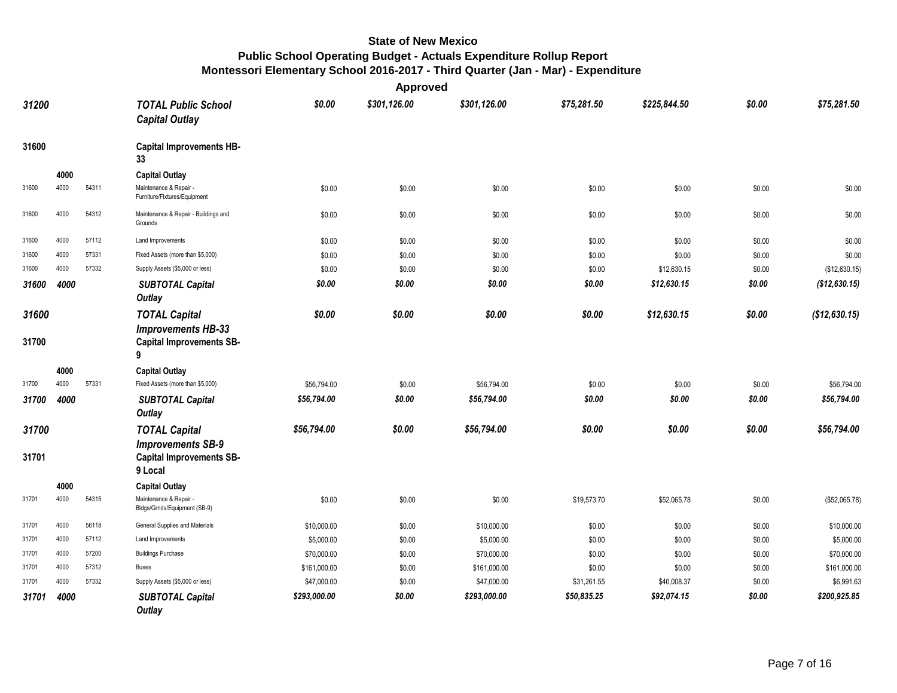# State of New Mexico
## Public School Operating Budget - Actuals Expenditure Rollup Report
## Montessori Elementary School 2016-2017 - Third Quarter (Jan - Mar) - Expenditure

| | | | | | Approved | | | | | |
|---|---|---|---|---|---|---|---|---|---|---|
| ***31200*** | | | ***TOTAL Public School Capital Outlay*** | ***$0.00*** | ***$301,126.00*** | ***$301,126.00*** | ***$75,281.50*** | ***$225,844.50*** | ***$0.00*** | ***$75,281.50*** |
| **31600** | | | **Capital Improvements HB-33** | | | | | | | |
| | **4000** | | **Capital Outlay** | | | | | | | |
| 31600 | 4000 | 54311 | Maintenance & Repair - Furniture/Fixtures/Equipment | $0.00 | $0.00 | $0.00 | $0.00 | $0.00 | $0.00 | $0.00 |
| 31600 | 4000 | 54312 | Maintenance & Repair - Buildings and Grounds | $0.00 | $0.00 | $0.00 | $0.00 | $0.00 | $0.00 | $0.00 |
| 31600 | 4000 | 57112 | Land Improvements | $0.00 | $0.00 | $0.00 | $0.00 | $0.00 | $0.00 | $0.00 |
| 31600 | 4000 | 57331 | Fixed Assets (more than $5,000) | $0.00 | $0.00 | $0.00 | $0.00 | $0.00 | $0.00 | $0.00 |
| 31600 | 4000 | 57332 | Supply Assets ($5,000 or less) | $0.00 | $0.00 | $0.00 | $0.00 | $12,630.15 | $0.00 | ($12,630.15) |
| ***31600*** | ***4000*** | | ***SUBTOTAL Capital Outlay*** | ***$0.00*** | ***$0.00*** | ***$0.00*** | ***$0.00*** | ***$12,630.15*** | ***$0.00*** | ***($12,630.15)*** |
| ***31600*** | | | ***TOTAL Capital Improvements HB-33*** | ***$0.00*** | ***$0.00*** | ***$0.00*** | ***$0.00*** | ***$12,630.15*** | ***$0.00*** | ***($12,630.15)*** |
| **31700** | | | **Capital Improvements SB-9** | | | | | | | |
| | **4000** | | **Capital Outlay** | | | | | | | |
| 31700 | 4000 | 57331 | Fixed Assets (more than $5,000) | $56,794.00 | $0.00 | $56,794.00 | $0.00 | $0.00 | $0.00 | $56,794.00 |
| ***31700*** | ***4000*** | | ***SUBTOTAL Capital Outlay*** | ***$56,794.00*** | ***$0.00*** | ***$56,794.00*** | ***$0.00*** | ***$0.00*** | ***$0.00*** | ***$56,794.00*** |
| ***31700*** | | | ***TOTAL Capital Improvements SB-9*** | ***$56,794.00*** | ***$0.00*** | ***$56,794.00*** | ***$0.00*** | ***$0.00*** | ***$0.00*** | ***$56,794.00*** |
| **31701** | | | **Capital Improvements SB-9 Local** | | | | | | | |
| | **4000** | | **Capital Outlay** | | | | | | | |
| 31701 | 4000 | 54315 | Maintenance & Repair - Bldgs/Grnds/Equipment (SB-9) | $0.00 | $0.00 | $0.00 | $19,573.70 | $52,065.78 | $0.00 | ($52,065.78) |
| 31701 | 4000 | 56118 | General Supplies and Materials | $10,000.00 | $0.00 | $10,000.00 | $0.00 | $0.00 | $0.00 | $10,000.00 |
| 31701 | 4000 | 57112 | Land Improvements | $5,000.00 | $0.00 | $5,000.00 | $0.00 | $0.00 | $0.00 | $5,000.00 |
| 31701 | 4000 | 57200 | Buildings Purchase | $70,000.00 | $0.00 | $70,000.00 | $0.00 | $0.00 | $0.00 | $70,000.00 |
| 31701 | 4000 | 57312 | Buses | $161,000.00 | $0.00 | $161,000.00 | $0.00 | $0.00 | $0.00 | $161,000.00 |
| 31701 | 4000 | 57332 | Supply Assets ($5,000 or less) | $47,000.00 | $0.00 | $47,000.00 | $31,261.55 | $40,008.37 | $0.00 | $6,991.63 |
| ***31701*** | ***4000*** | | ***SUBTOTAL Capital Outlay*** | ***$293,000.00*** | ***$0.00*** | ***$293,000.00*** | ***$50,835.25*** | ***$92,074.15*** | ***$0.00*** | ***$200,925.85*** |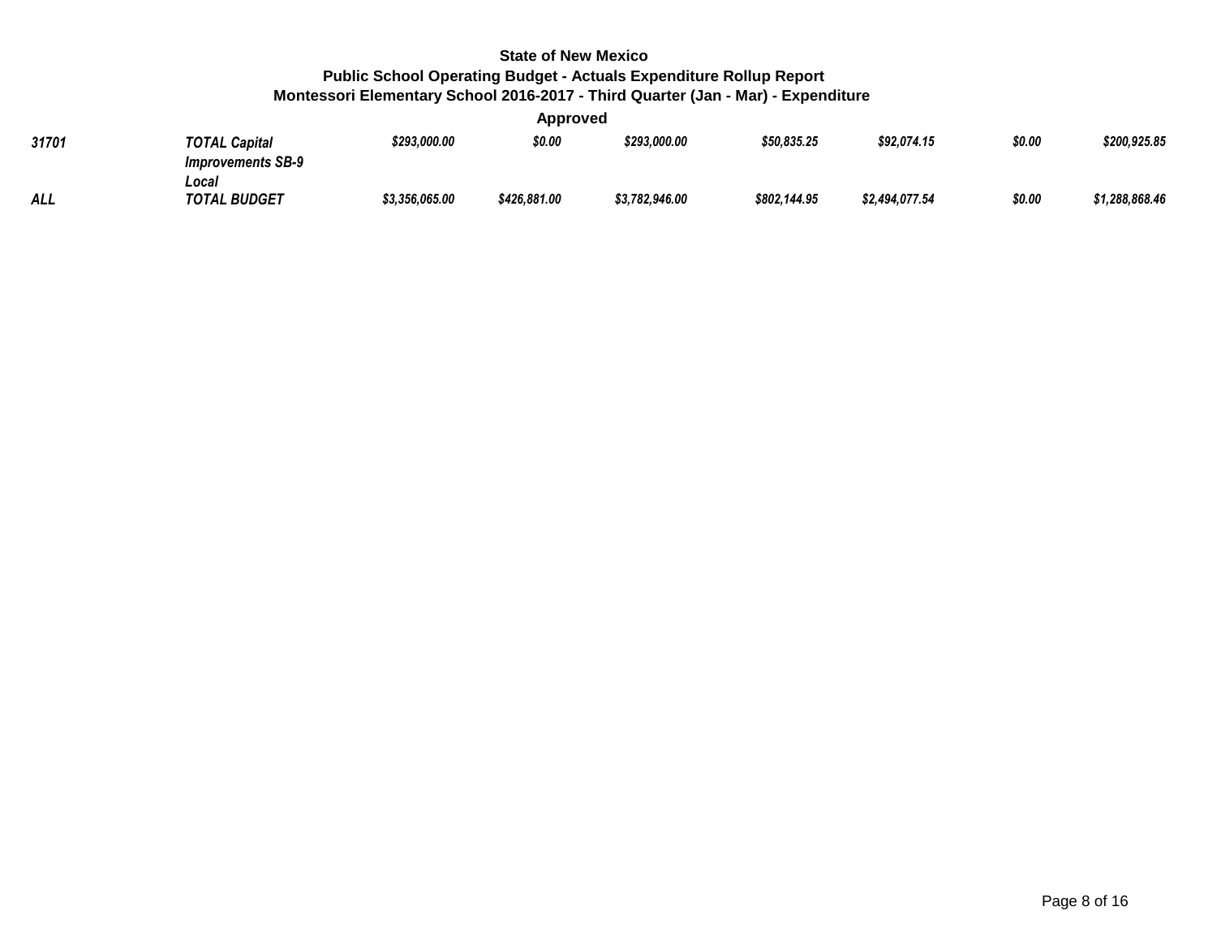**State of New Mexico**
**Public School Operating Budget - Actuals Expenditure Rollup Report**
**Montessori Elementary School 2016-2017 - Third Quarter (Jan - Mar) - Expenditure**
**Approved**

| | | | | | | | | |
|---|---|---|---|---|---|---|---|---|
| *31701* | *TOTAL Capital Improvements SB-9 Local* | *$293,000.00* | *$0.00* | *$293,000.00* | *$50,835.25* | *$92,074.15* | *$0.00* | *$200,925.85* |
| *ALL* | *TOTAL BUDGET* | *$3,356,065.00* | *$426,881.00* | *$3,782,946.00* | *$802,144.95* | *$2,494,077.54* | *$0.00* | *$1,288,868.46* |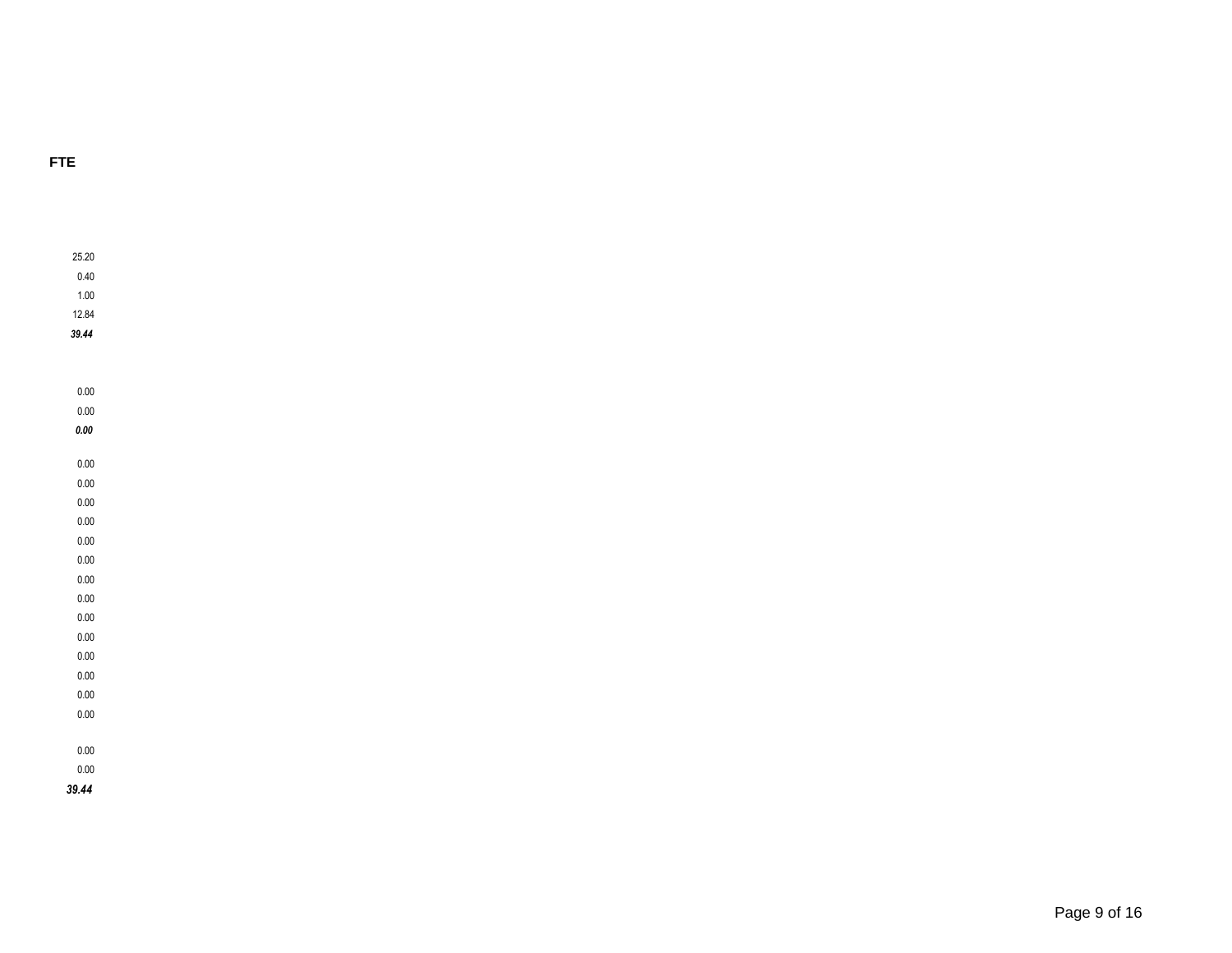| FTE |
| --- |
| 25.20 |
| 0.40 |
| 1.00 |
| 12.84 |
| ***39.44*** |
| |
| 0.00 |
| 0.00 |
| ***0.00*** |
| |
| 0.00 |
| 0.00 |
| 0.00 |
| 0.00 |
| 0.00 |
| 0.00 |
| 0.00 |
| 0.00 |
| 0.00 |
| 0.00 |
| 0.00 |
| 0.00 |
| 0.00 |
| 0.00 |
| |
| 0.00 |
| 0.00 |
| ***39.44*** |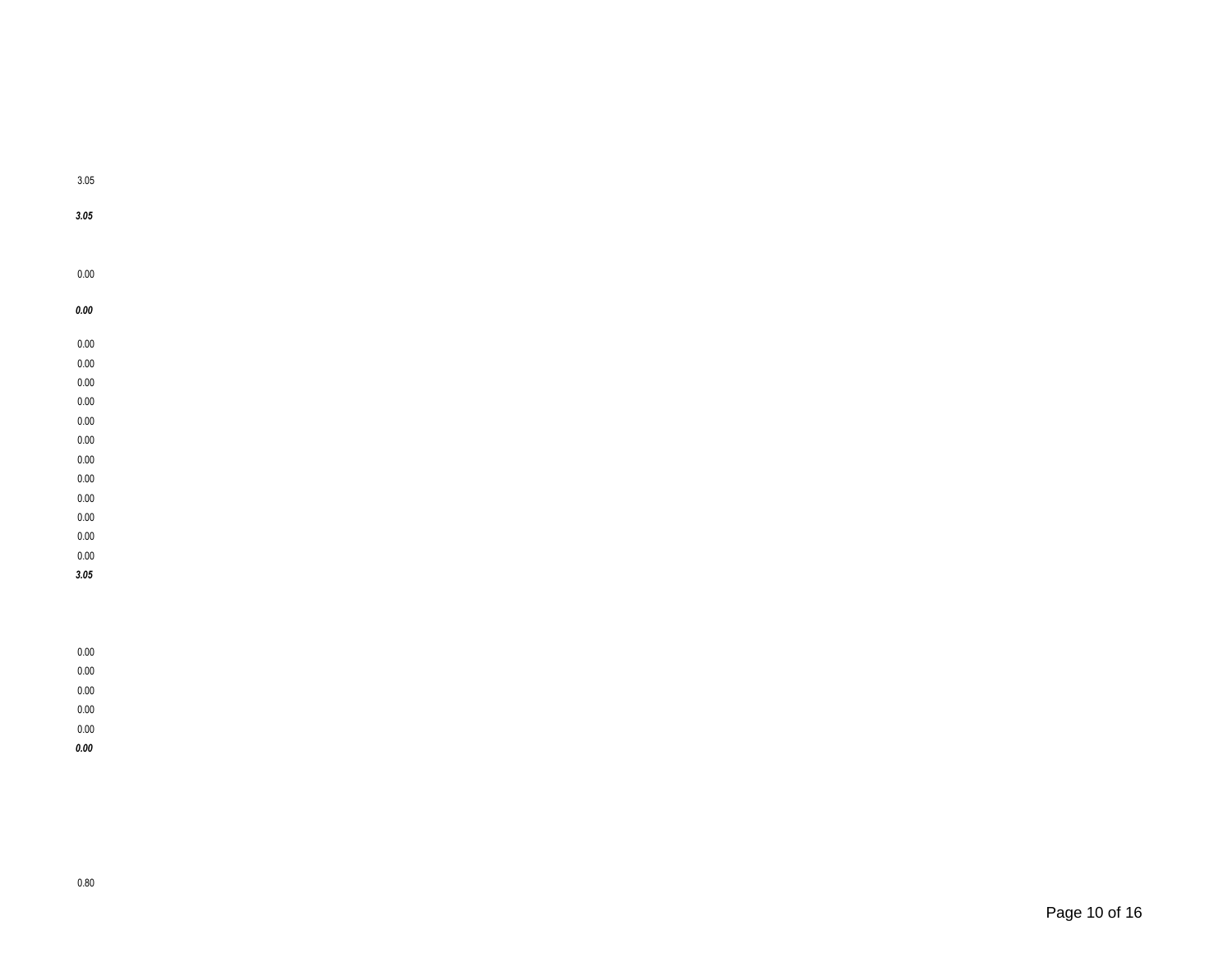3.05

***3.05***

0.00

***0.00***

0.00
0.00
0.00
0.00
0.00
0.00
0.00
0.00
0.00
0.00
0.00
0.00
***3.05***

0.00
0.00
0.00
0.00
0.00
***0.00***

0.80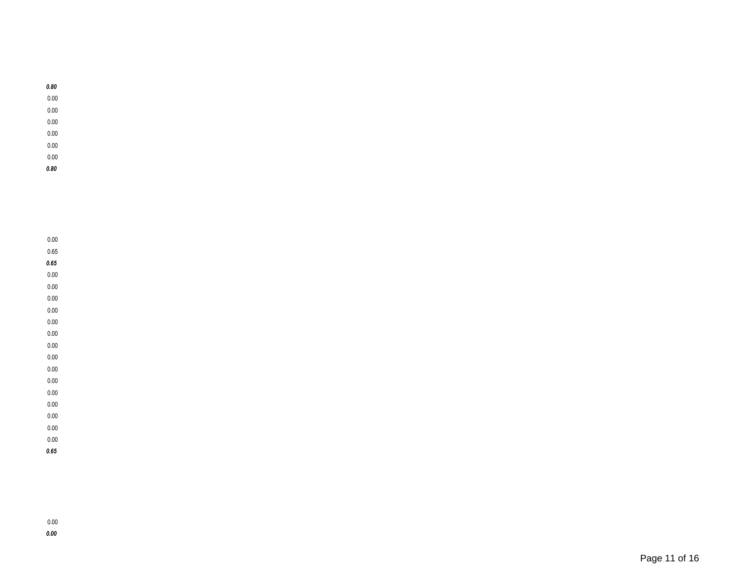***0.80***
0.00
0.00
0.00
0.00
0.00
0.00
***0.80***

0.00
0.65
***0.65***
0.00
0.00
0.00
0.00
0.00
0.00
0.00
0.00
0.00
0.00
0.00
0.00
0.00
0.00
0.00
***0.65***

0.00
***0.00***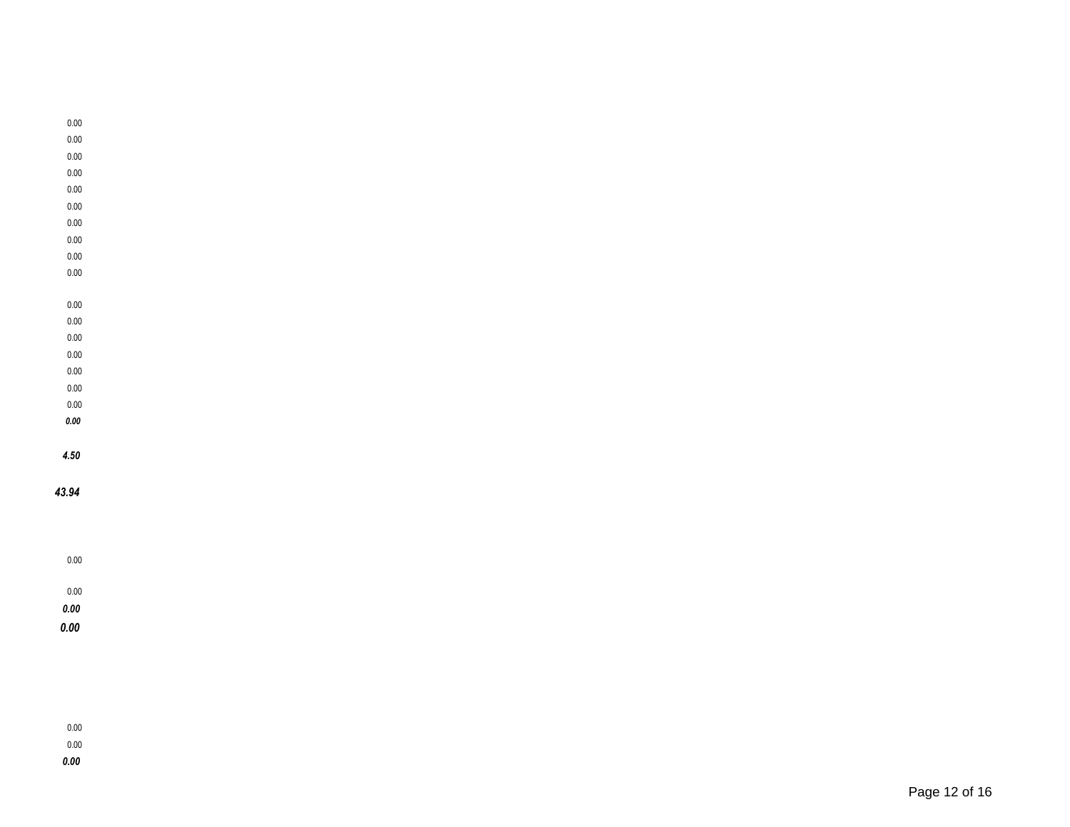0.00
0.00
0.00
0.00
0.00
0.00
0.00
0.00
0.00
0.00

0.00
0.00
0.00
0.00
0.00
0.00
0.00
***0.00***

***4.50***

***43.94***

0.00

0.00
***0.00***
***0.00***

0.00
0.00
***0.00***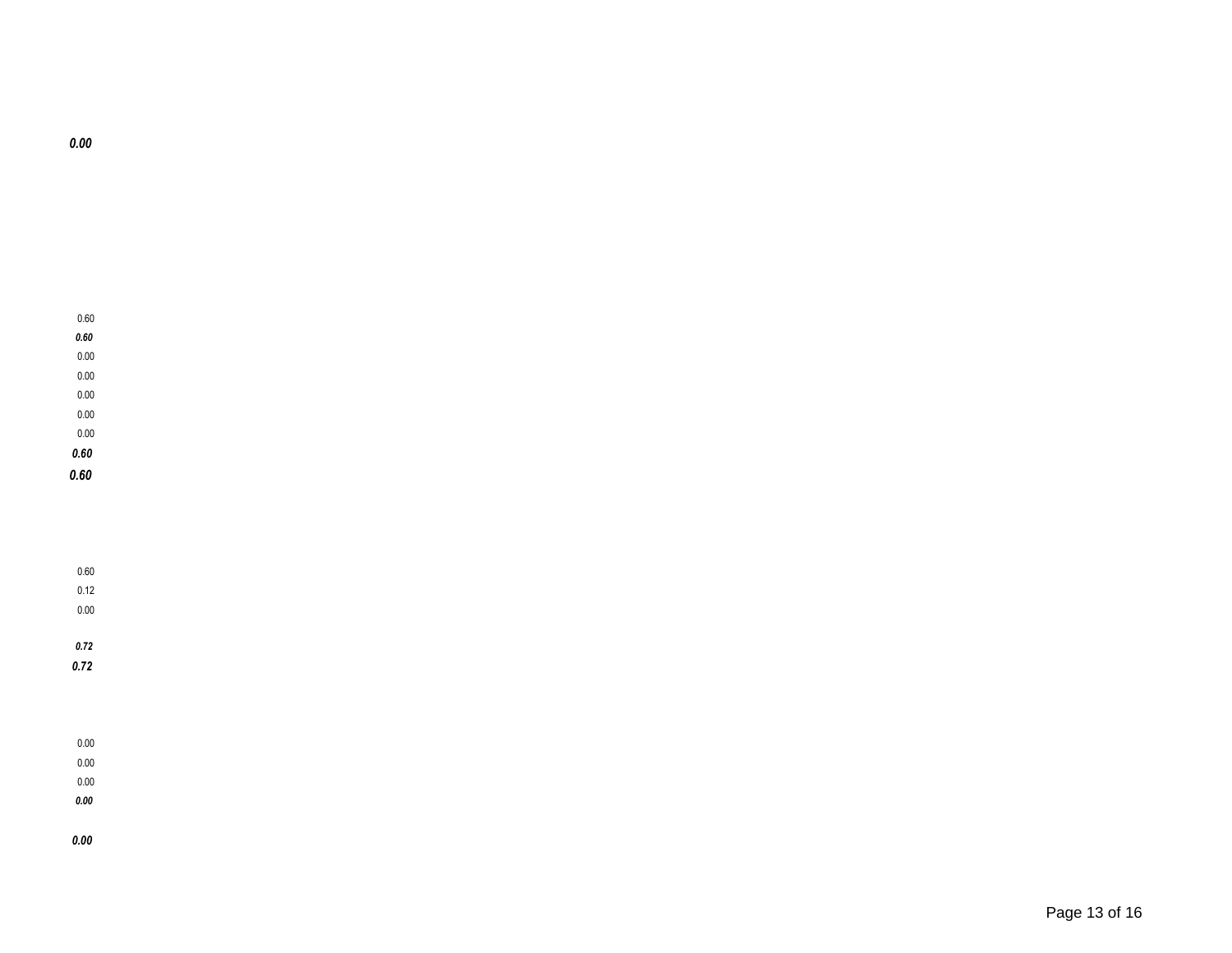***0.00***

0.60

***0.60***

0.00

0.00

0.00

0.00

0.00

***0.60***

***0.60***

0.60

0.12

0.00

***0.72***

***0.72***

0.00

0.00

0.00

***0.00***

***0.00***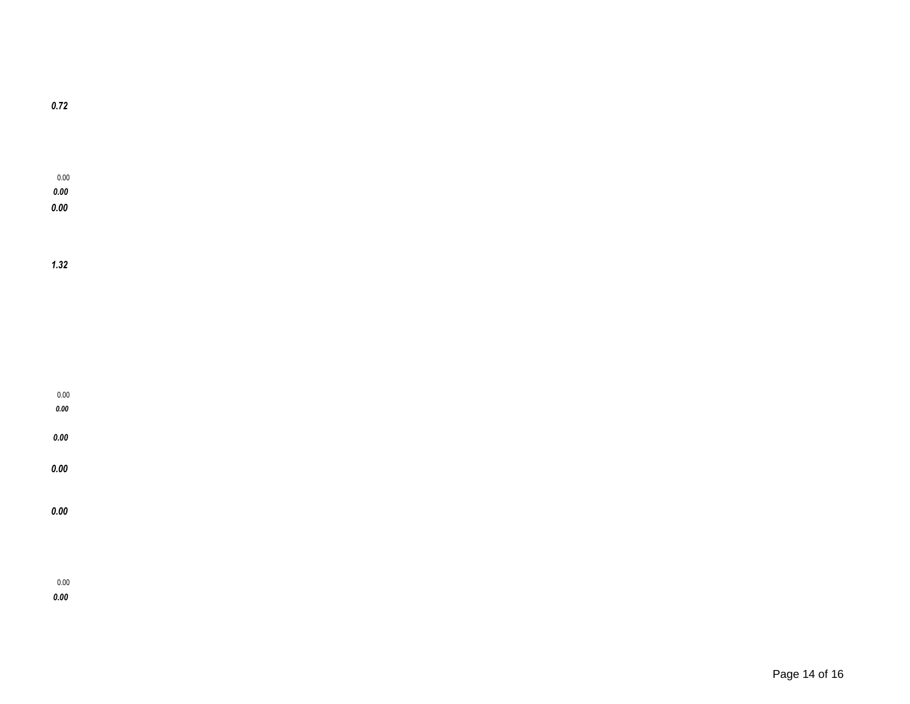***0.72***

0.00

***0.00***

***0.00***

***1.32***

0.00

***0.00***

***0.00***

***0.00***

***0.00***

0.00

***0.00***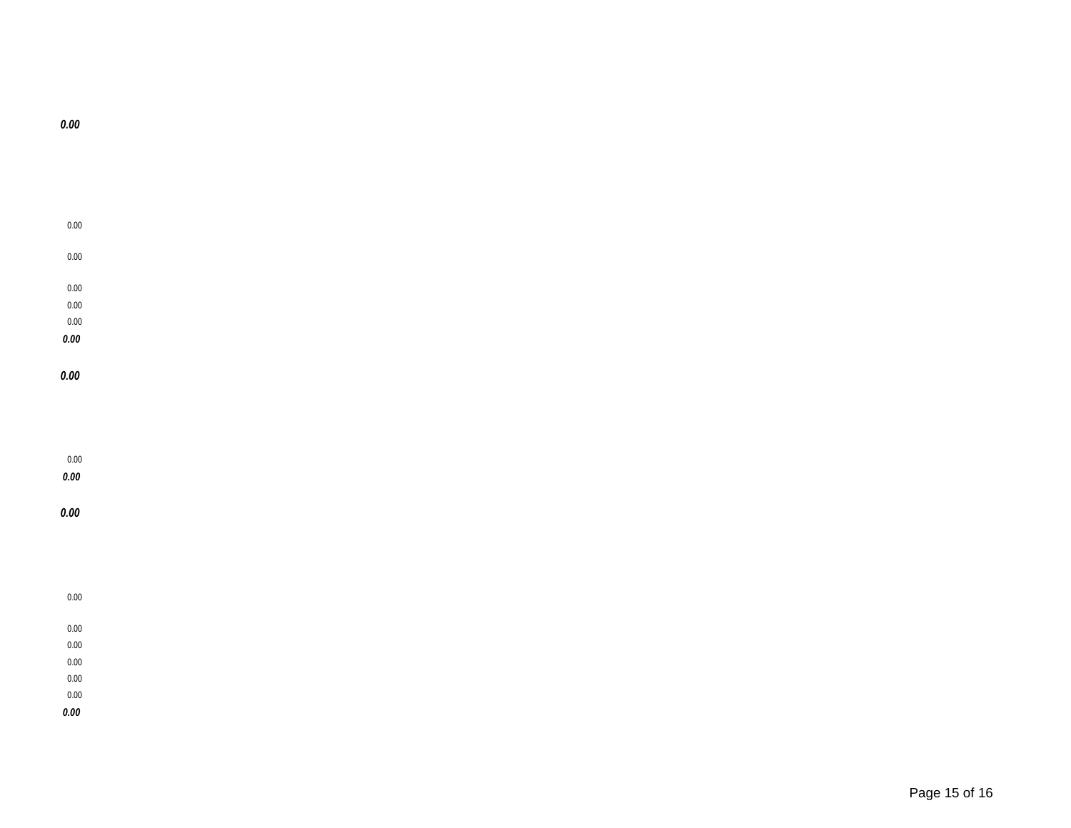***0.00***

0.00

0.00

0.00

0.00

0.00

***0.00***

***0.00***

0.00

***0.00***

***0.00***

0.00

0.00

0.00

0.00

0.00

0.00

***0.00***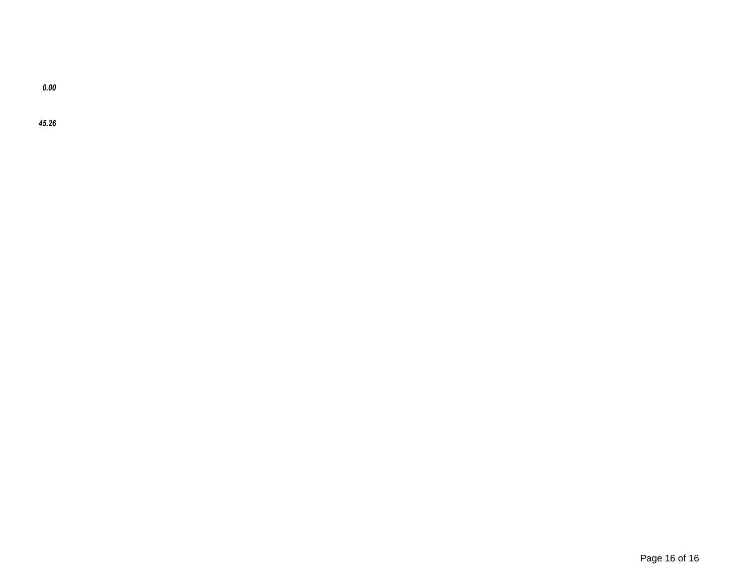***0.00***

***45.26***